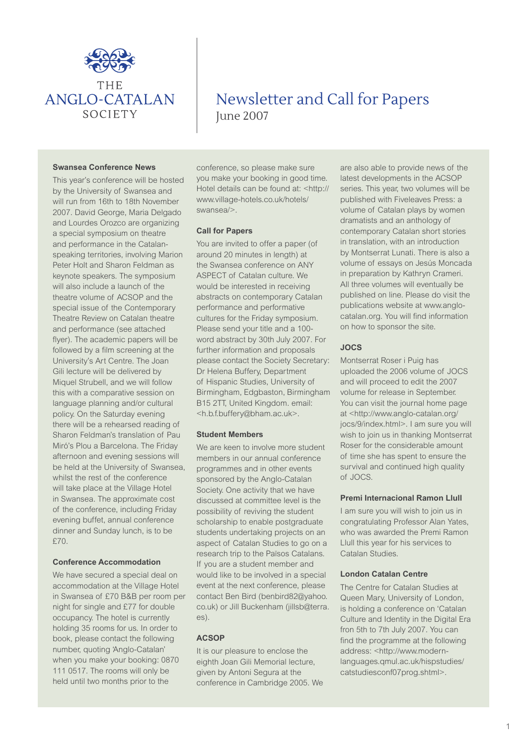THE ANGLO-CATALAN SOCIETY

# Newsletter and Call for Papers

June 2007

### Swansea Conference News

This year's conference will be hosted by the University of Swansea and will run from 16th to 18th November 2007. David George, Maria Delgado and Lourdes Orozco are organizing a special symposium on theatre and performance in the Catalan-speaking territories, involving Marion Peter Holt and Sharon Feldman as keynote speakers. The symposium will also include a launch of the theatre volume of ACSOP and the special issue of the Contemporary Theatre Review on Catalan theatre and performance (see attached flyer). The academic papers will be followed by a film screening at the University's Art Centre. The Joan Gili lecture will be delivered by Miquel Strubell, and we will follow this with a comparative session on language planning and/or cultural policy. On the Saturday evening there will be a rehearsed reading of Sharon Feldman's translation of Pau Miró's Plou a Barcelona. The Friday afternoon and evening sessions will be held at the University of Swansea, whilst the rest of the conference will take place at the Village Hotel in Swansea. The approximate cost of the conference, including Friday evening buffet, annual conference dinner and Sunday lunch, is to be £70.

### Conference Accommodation

We have secured a special deal on accommodation at the Village Hotel in Swansea of £70 B&B per room per night for single and £77 for double occupancy. The hotel is currently holding 35 rooms for us. In order to book, please contact the following number, quoting 'Anglo-Catalan' when you make your booking: 0870 111 0517. The rooms will only be held until two months prior to the conference, so please make sure you make your booking in good time. Hotel details can be found at: <http://www.village-hotels.co.uk/hotels/swansea/>.

### Call for Papers

You are invited to offer a paper (of around 20 minutes in length) at the Swansea conference on ANY ASPECT of Catalan culture. We would be interested in receiving abstracts on contemporary Catalan performance and performative cultures for the Friday symposium. Please send your title and a 100-word abstract by 30th July 2007. For further information and proposals please contact the Society Secretary: Dr Helena Buffery, Department of Hispanic Studies, University of Birmingham, Edgbaston, Birmingham B15 2TT, United Kingdom. email: <h.b.f.buffery@bham.ac.uk>.

### Student Members

We are keen to involve more student members in our annual conference programmes and in other events sponsored by the Anglo-Catalan Society. One activity that we have discussed at committee level is the possibility of reviving the student scholarship to enable postgraduate students undertaking projects on an aspect of Catalan Studies to go on a research trip to the Països Catalans. If you are a student member and would like to be involved in a special event at the next conference, please contact Ben Bird (benbird82@yahoo.co.uk) or Jill Buckenham (jillsb@terra.es).

### ACSOP

It is our pleasure to enclose the eighth Joan Gili Memorial lecture, given by Antoni Segura at the conference in Cambridge 2005. We are also able to provide news of the latest developments in the ACSOP series. This year, two volumes will be published with Fiveleaves Press: a volume of Catalan plays by women dramatists and an anthology of contemporary Catalan short stories in translation, with an introduction by Montserrat Lunati. There is also a volume of essays on Jesús Moncada in preparation by Kathryn Crameri. All three volumes will eventually be published on line. Please do visit the publications website at www.anglo-catalan.org. You will find information on how to sponsor the site.

### JOCS

Montserrat Roser i Puig has uploaded the 2006 volume of JOCS and will proceed to edit the 2007 volume for release in September. You can visit the journal home page at <http://www.anglo-catalan.org/jocs/9/index.html>. I am sure you will wish to join us in thanking Montserrat Roser for the considerable amount of time she has spent to ensure the survival and continued high quality of JOCS.

### Premi Internacional Ramon Llull

I am sure you will wish to join us in congratulating Professor Alan Yates, who was awarded the Premi Ramon Llull this year for his services to Catalan Studies.

### London Catalan Centre

The Centre for Catalan Studies at Queen Mary, University of London, is holding a conference on 'Catalan Culture and Identity in the Digital Era fron 5th to 7th July 2007. You can find the programme at the following address: <http://www.modern-languages.qmul.ac.uk/hispstudies/catstudiesconf07prog.shtml>.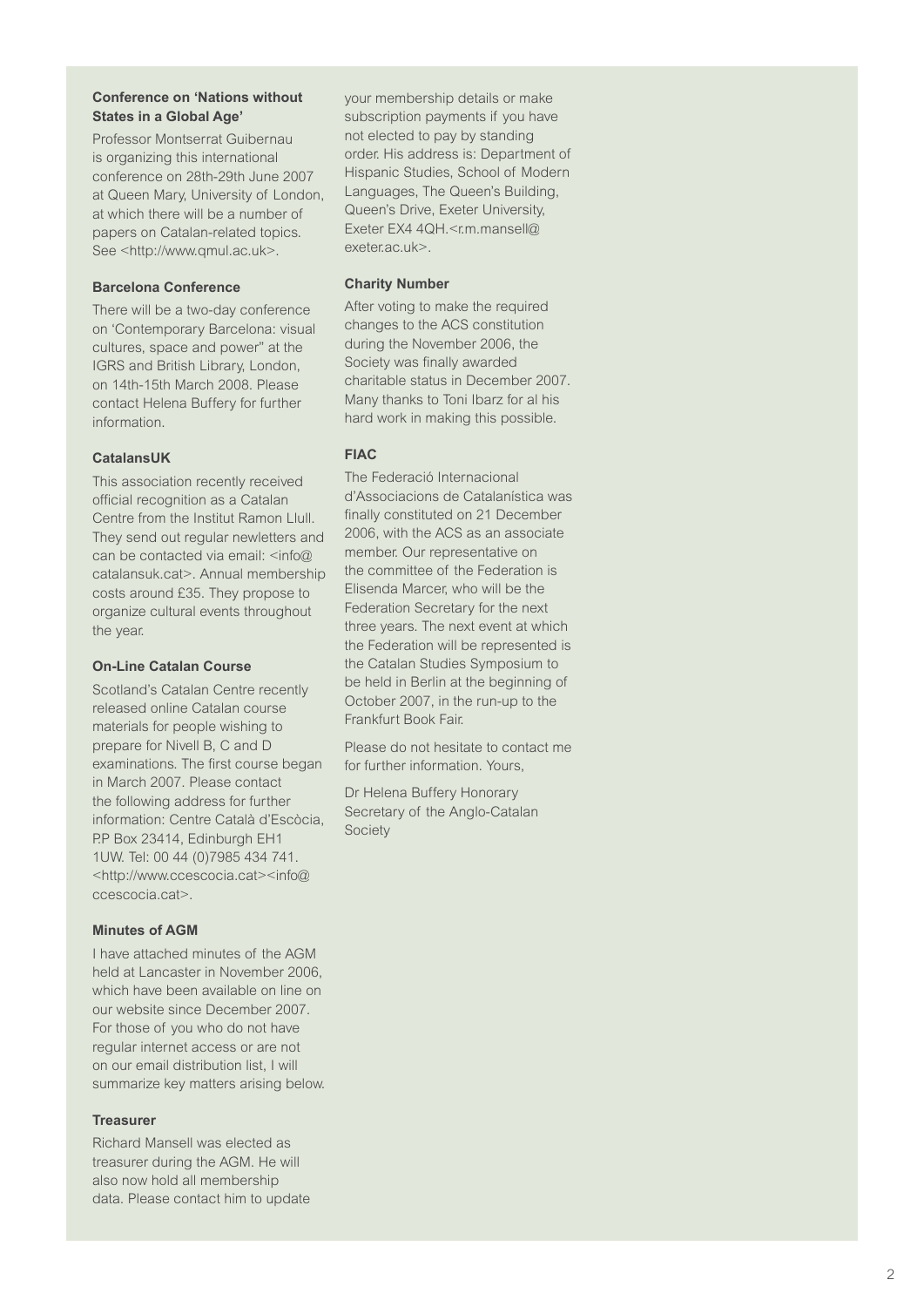### Conference on 'Nations without States in a Global Age'

Professor Montserrat Guibernau is organizing this international conference on 28th-29th June 2007 at Queen Mary, University of London, at which there will be a number of papers on Catalan-related topics. See <http://www.qmul.ac.uk>.

### Barcelona Conference

There will be a two-day conference on 'Contemporary Barcelona: visual cultures, space and power" at the IGRS and British Library, London, on 14th-15th March 2008. Please contact Helena Buffery for further information.

### CatalansUK

This association recently received official recognition as a Catalan Centre from the Institut Ramon Llull. They send out regular newletters and can be contacted via email: <info@catalansuk.cat>. Annual membership costs around £35. They propose to organize cultural events throughout the year.

### On-Line Catalan Course

Scotland's Catalan Centre recently released online Catalan course materials for people wishing to prepare for Nivell B, C and D examinations. The first course began in March 2007. Please contact the following address for further information: Centre Català d'Escòcia, P.P Box 23414, Edinburgh EH1 1UW. Tel: 00 44 (0)7985 434 741. <http://www.ccescocia.cat><info@ccescocia.cat>.

### Minutes of AGM

I have attached minutes of the AGM held at Lancaster in November 2006, which have been available on line on our website since December 2007. For those of you who do not have regular internet access or are not on our email distribution list, I will summarize key matters arising below.

### Treasurer

Richard Mansell was elected as treasurer during the AGM. He will also now hold all membership data. Please contact him to update your membership details or make subscription payments if you have not elected to pay by standing order. His address is: Department of Hispanic Studies, School of Modern Languages, The Queen's Building, Queen's Drive, Exeter University, Exeter EX4 4QH.<r.m.mansell@exeter.ac.uk>.

### Charity Number

After voting to make the required changes to the ACS constitution during the November 2006, the Society was finally awarded charitable status in December 2007. Many thanks to Toni Ibarz for al his hard work in making this possible.

### FIAC

The Federació Internacional d'Associacions de Catalanística was finally constituted on 21 December 2006, with the ACS as an associate member. Our representative on the committee of the Federation is Elisenda Marcer, who will be the Federation Secretary for the next three years. The next event at which the Federation will be represented is the Catalan Studies Symposium to be held in Berlin at the beginning of October 2007, in the run-up to the Frankfurt Book Fair.

Please do not hesitate to contact me for further information. Yours,

Dr Helena Buffery Honorary Secretary of the Anglo-Catalan Society